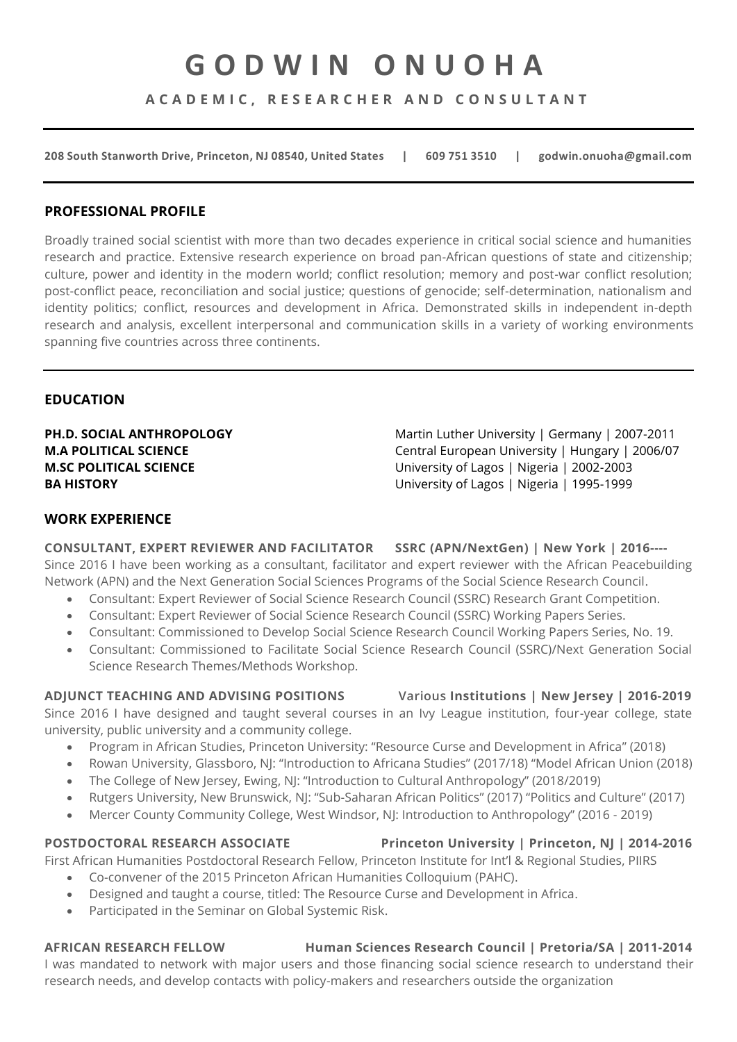# GODWIN ONUOHA

### ACADEMIC, RESEARCHER AND CONSULTANT

---

**208 South Stanworth Drive, Princeton, NJ 08540, United States | 609 751 3510 | godwin.onuoha@gmail.com**

---

## PROFESSIONAL PROFILE

Broadly trained social scientist with more than two decades experience in critical social science and humanities research and practice. Extensive research experience on broad pan-African questions of state and citizenship; culture, power and identity in the modern world; conflict resolution; memory and post-war conflict resolution; post-conflict peace, reconciliation and social justice; questions of genocide; self-determination, nationalism and identity politics; conflict, resources and development in Africa. Demonstrated skills in independent in-depth research and analysis, excellent interpersonal and communication skills in a variety of working environments spanning five countries across three continents.

---

## EDUCATION

**PH.D. SOCIAL ANTHROPOLOGY** — Martin Luther University | Germany | 2007-2011
**M.A POLITICAL SCIENCE** — Central European University | Hungary | 2006/07
**M.SC POLITICAL SCIENCE** — University of Lagos | Nigeria | 2002-2003
**BA HISTORY** — University of Lagos | Nigeria | 1995-1999

## WORK EXPERIENCE

**CONSULTANT, EXPERT REVIEWER AND FACILITATOR — SSRC (APN/NextGen) | New York | 2016----**

Since 2016 I have been working as a consultant, facilitator and expert reviewer with the African Peacebuilding Network (APN) and the Next Generation Social Sciences Programs of the Social Science Research Council.

- Consultant: Expert Reviewer of Social Science Research Council (SSRC) Research Grant Competition.
- Consultant: Expert Reviewer of Social Science Research Council (SSRC) Working Papers Series.
- Consultant: Commissioned to Develop Social Science Research Council Working Papers Series, No. 19.
- Consultant: Commissioned to Facilitate Social Science Research Council (SSRC)/Next Generation Social Science Research Themes/Methods Workshop.

**ADJUNCT TEACHING AND ADVISING POSITIONS — Various Institutions | New Jersey | 2016-2019**

Since 2016 I have designed and taught several courses in an Ivy League institution, four-year college, state university, public university and a community college.

- Program in African Studies, Princeton University: "Resource Curse and Development in Africa" (2018)
- Rowan University, Glassboro, NJ: "Introduction to Africana Studies" (2017/18) "Model African Union (2018)
- The College of New Jersey, Ewing, NJ: "Introduction to Cultural Anthropology" (2018/2019)
- Rutgers University, New Brunswick, NJ: "Sub-Saharan African Politics" (2017) "Politics and Culture" (2017)
- Mercer County Community College, West Windsor, NJ: Introduction to Anthropology" (2016 - 2019)

**POSTDOCTORAL RESEARCH ASSOCIATE — Princeton University | Princeton, NJ | 2014-2016**

First African Humanities Postdoctoral Research Fellow, Princeton Institute for Int'l & Regional Studies, PIIRS

- Co-convener of the 2015 Princeton African Humanities Colloquium (PAHC).
- Designed and taught a course, titled: The Resource Curse and Development in Africa.
- Participated in the Seminar on Global Systemic Risk.

**AFRICAN RESEARCH FELLOW — Human Sciences Research Council | Pretoria/SA | 2011-2014**

I was mandated to network with major users and those financing social science research to understand their research needs, and develop contacts with policy-makers and researchers outside the organization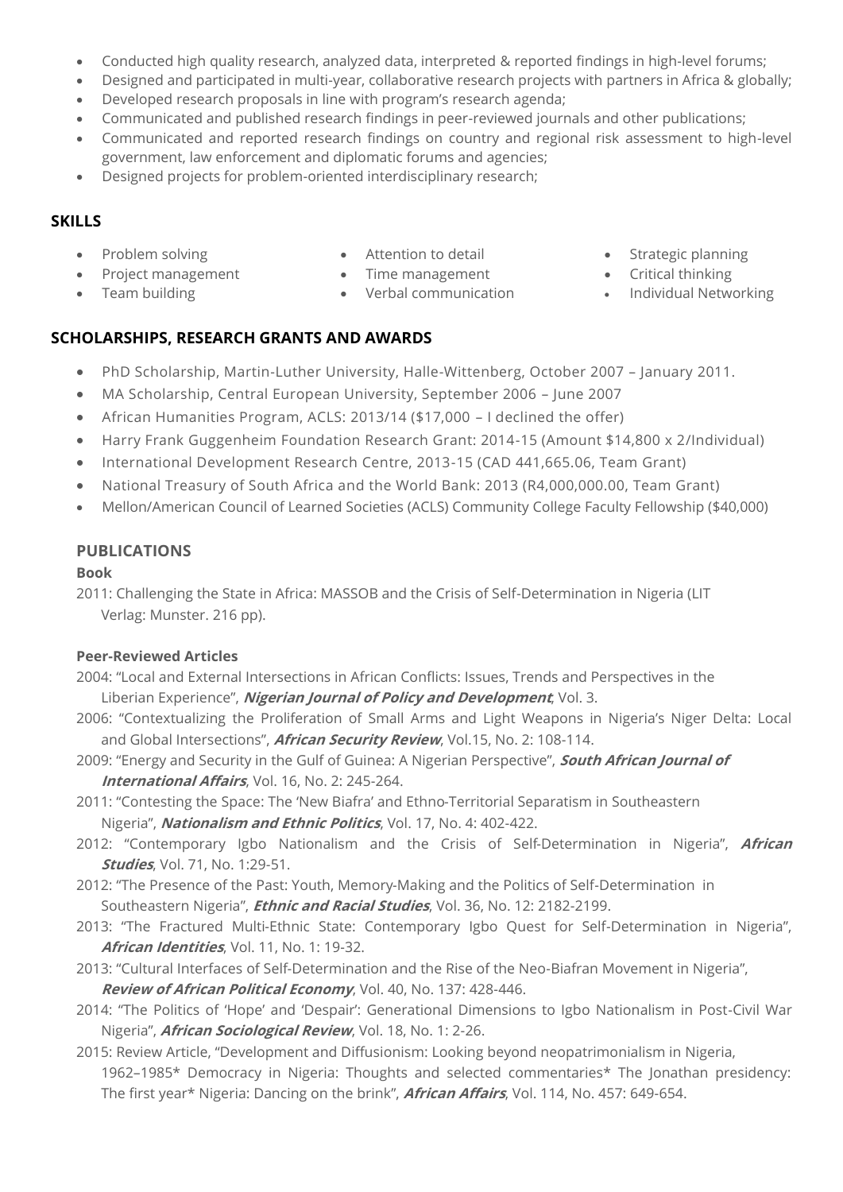- Conducted high quality research, analyzed data, interpreted & reported findings in high-level forums;
- Designed and participated in multi-year, collaborative research projects with partners in Africa & globally;
- Developed research proposals in line with program's research agenda;
- Communicated and published research findings in peer-reviewed journals and other publications;
- Communicated and reported research findings on country and regional risk assessment to high-level government, law enforcement and diplomatic forums and agencies;
- Designed projects for problem-oriented interdisciplinary research;

## SKILLS

- Problem solving
- Project management
- Team building
- Attention to detail
- Time management
- Verbal communication
- Strategic planning
- Critical thinking
- Individual Networking

## SCHOLARSHIPS, RESEARCH GRANTS AND AWARDS

- PhD Scholarship, Martin-Luther University, Halle-Wittenberg, October 2007 – January 2011.
- MA Scholarship, Central European University, September 2006 – June 2007
- African Humanities Program, ACLS: 2013/14 ($17,000 – I declined the offer)
- Harry Frank Guggenheim Foundation Research Grant: 2014-15 (Amount $14,800 x 2/Individual)
- International Development Research Centre, 2013-15 (CAD 441,665.06, Team Grant)
- National Treasury of South Africa and the World Bank: 2013 (R4,000,000.00, Team Grant)
- Mellon/American Council of Learned Societies (ACLS) Community College Faculty Fellowship ($40,000)

## PUBLICATIONS

### Book

2011: Challenging the State in Africa: MASSOB and the Crisis of Self-Determination in Nigeria (LIT Verlag: Munster. 216 pp).

### Peer-Reviewed Articles

2004: "Local and External Intersections in African Conflicts: Issues, Trends and Perspectives in the Liberian Experience", ***Nigerian Journal of Policy and Development***, Vol. 3.

2006: "Contextualizing the Proliferation of Small Arms and Light Weapons in Nigeria's Niger Delta: Local and Global Intersections", ***African Security Review***, Vol.15, No. 2: 108-114.

2009: "Energy and Security in the Gulf of Guinea: A Nigerian Perspective", ***South African Journal of International Affairs***, Vol. 16, No. 2: 245-264.

2011: "Contesting the Space: The 'New Biafra' and Ethno-Territorial Separatism in Southeastern Nigeria", ***Nationalism and Ethnic Politics***, Vol. 17, No. 4: 402-422.

2012: "Contemporary Igbo Nationalism and the Crisis of Self-Determination in Nigeria", ***African Studies***, Vol. 71, No. 1:29-51.

2012: "The Presence of the Past: Youth, Memory-Making and the Politics of Self-Determination in Southeastern Nigeria", ***Ethnic and Racial Studies***, Vol. 36, No. 12: 2182-2199.

2013: "The Fractured Multi-Ethnic State: Contemporary Igbo Quest for Self-Determination in Nigeria", ***African Identities***, Vol. 11, No. 1: 19-32.

2013: "Cultural Interfaces of Self-Determination and the Rise of the Neo-Biafran Movement in Nigeria", ***Review of African Political Economy***, Vol. 40, No. 137: 428-446.

2014: "The Politics of 'Hope' and 'Despair': Generational Dimensions to Igbo Nationalism in Post-Civil War Nigeria", ***African Sociological Review***, Vol. 18, No. 1: 2-26.

2015: Review Article, "Development and Diffusionism: Looking beyond neopatrimonialism in Nigeria, 1962–1985* Democracy in Nigeria: Thoughts and selected commentaries* The Jonathan presidency: The first year* Nigeria: Dancing on the brink", ***African Affairs***, Vol. 114, No. 457: 649-654.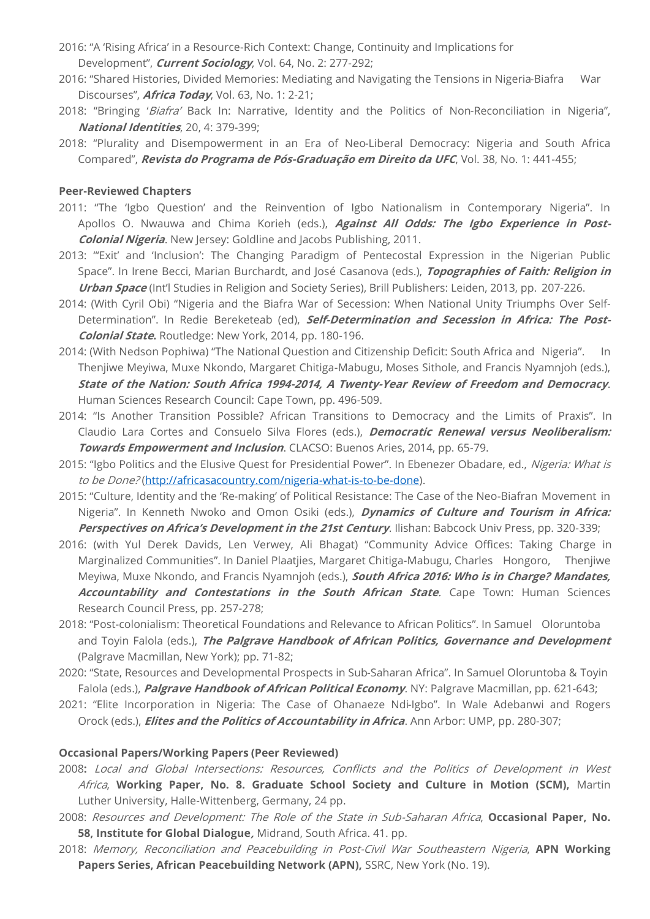2016: "A 'Rising Africa' in a Resource-Rich Context: Change, Continuity and Implications for Development", ***Current Sociology***, Vol. 64, No. 2: 277-292;

2016: "Shared Histories, Divided Memories: Mediating and Navigating the Tensions in Nigeria-Biafra War Discourses", ***Africa Today***, Vol. 63, No. 1: 2-21;

2018: "Bringing '*Biafra'* Back In: Narrative, Identity and the Politics of Non-Reconciliation in Nigeria", ***National Identities***, 20, 4: 379-399;

2018: "Plurality and Disempowerment in an Era of Neo-Liberal Democracy: Nigeria and South Africa Compared", ***Revista do Programa de Pós-Graduação em Direito da UFC***, Vol. 38, No. 1: 441-455;

**Peer-Reviewed Chapters**

2011: "The 'Igbo Question' and the Reinvention of Igbo Nationalism in Contemporary Nigeria". In Apollos O. Nwauwa and Chima Korieh (eds.), ***Against All Odds: The Igbo Experience in Post-Colonial Nigeria***. New Jersey: Goldline and Jacobs Publishing, 2011.

2013: "'Exit' and 'Inclusion': The Changing Paradigm of Pentecostal Expression in the Nigerian Public Space". In Irene Becci, Marian Burchardt, and José Casanova (eds.), ***Topographies of Faith: Religion in Urban Space*** (Int'l Studies in Religion and Society Series), Brill Publishers: Leiden, 2013, pp. 207-226.

2014: (With Cyril Obi) "Nigeria and the Biafra War of Secession: When National Unity Triumphs Over Self-Determination". In Redie Bereketeab (ed), ***Self-Determination and Secession in Africa: The Post-Colonial State*.** Routledge: New York, 2014, pp. 180-196.

2014: (With Nedson Pophiwa) "The National Question and Citizenship Deficit: South Africa and Nigeria". In Thenjiwe Meyiwa, Muxe Nkondo, Margaret Chitiga-Mabugu, Moses Sithole, and Francis Nyamnjoh (eds.), ***State of the Nation: South Africa 1994-2014, A Twenty-Year Review of Freedom and Democracy***. Human Sciences Research Council: Cape Town, pp. 496-509.

2014: "Is Another Transition Possible? African Transitions to Democracy and the Limits of Praxis". In Claudio Lara Cortes and Consuelo Silva Flores (eds.), ***Democratic Renewal versus Neoliberalism: Towards Empowerment and Inclusion***. CLACSO: Buenos Aries, 2014, pp. 65-79.

2015: "Igbo Politics and the Elusive Quest for Presidential Power". In Ebenezer Obadare, ed., *Nigeria: What is to be Done?* (http://africasacountry.com/nigeria-what-is-to-be-done).

2015: "Culture, Identity and the 'Re-making' of Political Resistance: The Case of the Neo-Biafran Movement in Nigeria". In Kenneth Nwoko and Omon Osiki (eds.), ***Dynamics of Culture and Tourism in Africa: Perspectives on Africa's Development in the 21st Century***. Ilishan: Babcock Univ Press, pp. 320-339;

2016: (with Yul Derek Davids, Len Verwey, Ali Bhagat) "Community Advice Offices: Taking Charge in Marginalized Communities". In Daniel Plaatjies, Margaret Chitiga-Mabugu, Charles Hongoro, Thenjiwe Meyiwa, Muxe Nkondo, and Francis Nyamnjoh (eds.), ***South Africa 2016: Who is in Charge? Mandates, Accountability and Contestations in the South African State***. Cape Town: Human Sciences Research Council Press, pp. 257-278;

2018: "Post-colonialism: Theoretical Foundations and Relevance to African Politics". In Samuel Oloruntoba and Toyin Falola (eds.), ***The Palgrave Handbook of African Politics, Governance and Development*** (Palgrave Macmillan, New York); pp. 71-82;

2020: "State, Resources and Developmental Prospects in Sub-Saharan Africa". In Samuel Oloruntoba & Toyin Falola (eds.), ***Palgrave Handbook of African Political Economy***. NY: Palgrave Macmillan, pp. 621-643;

2021: "Elite Incorporation in Nigeria: The Case of Ohanaeze Ndi-Igbo". In Wale Adebanwi and Rogers Orock (eds.), ***Elites and the Politics of Accountability in Africa***. Ann Arbor: UMP, pp. 280-307;

**Occasional Papers/Working Papers (Peer Reviewed)**

2008**:** *Local and Global Intersections: Resources, Conflicts and the Politics of Development in West Africa*, **Working Paper, No. 8. Graduate School Society and Culture in Motion (SCM),** Martin Luther University, Halle-Wittenberg, Germany, 24 pp.

2008: *Resources and Development: The Role of the State in Sub-Saharan Africa*, **Occasional Paper, No. 58, Institute for Global Dialogue*,*** Midrand, South Africa. 41. pp.

2018: *Memory, Reconciliation and Peacebuilding in Post-Civil War Southeastern Nigeria*, **APN Working Papers Series, African Peacebuilding Network (APN),** SSRC, New York (No. 19).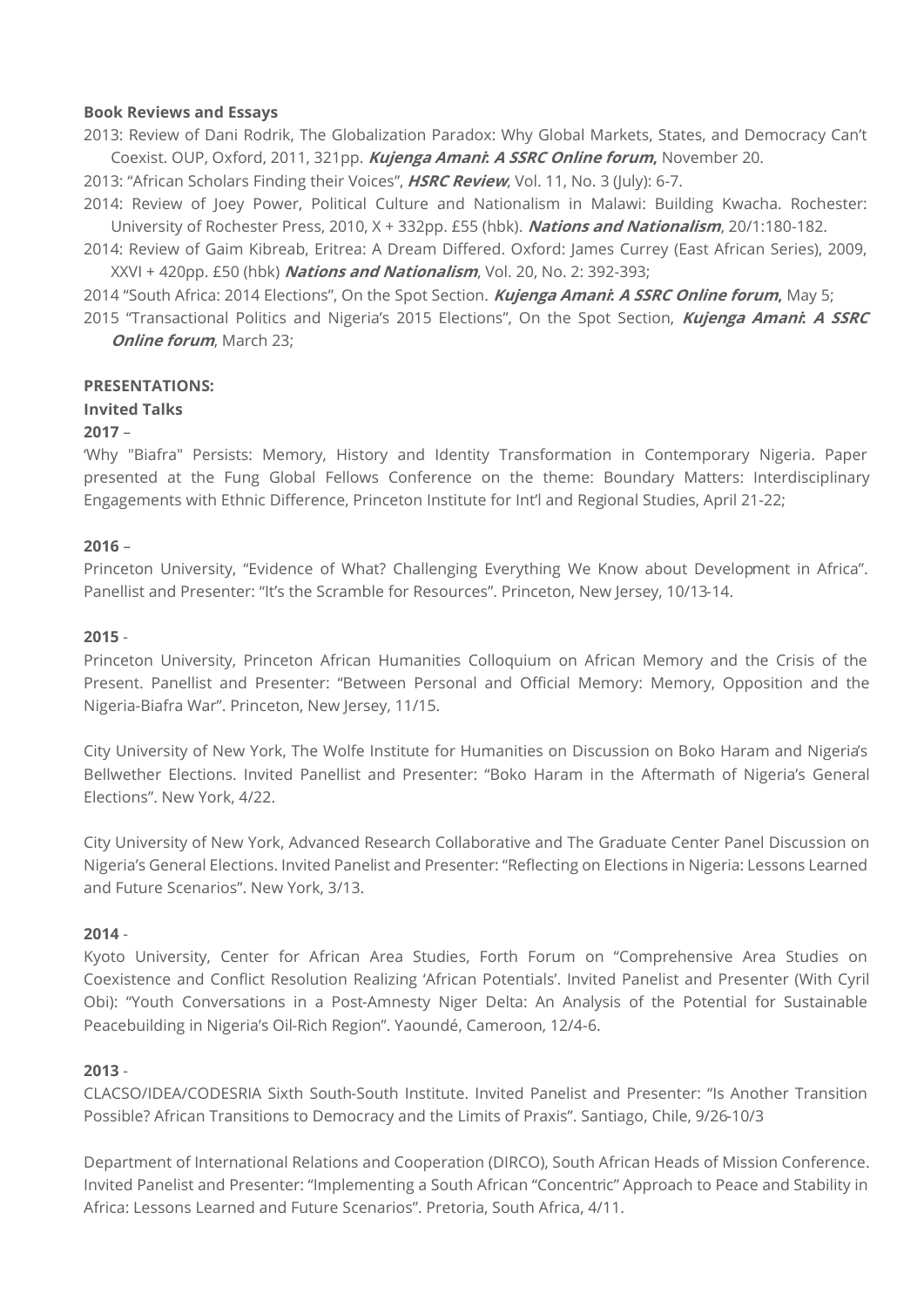**Book Reviews and Essays**

2013: Review of Dani Rodrik, The Globalization Paradox: Why Global Markets, States, and Democracy Can't Coexist. OUP, Oxford, 2011, 321pp. ***Kujenga Amani*: *A SSRC Online forum*,** November 20.

2013: "African Scholars Finding their Voices", ***HSRC Review***, Vol. 11, No. 3 (July): 6-7.

2014: Review of Joey Power, Political Culture and Nationalism in Malawi: Building Kwacha. Rochester: University of Rochester Press, 2010, X + 332pp. £55 (hbk). ***Nations and Nationalism***, 20/1:180-182.

2014: Review of Gaim Kibreab, Eritrea: A Dream Differed. Oxford: James Currey (East African Series), 2009, XXVI + 420pp. £50 (hbk) ***Nations and Nationalism***, Vol. 20, No. 2: 392-393;

2014 "South Africa: 2014 Elections", On the Spot Section. ***Kujenga Amani*: *A SSRC Online forum*,** May 5;

2015 "Transactional Politics and Nigeria's 2015 Elections", On the Spot Section, ***Kujenga Amani*: *A SSRC Online forum***, March 23;

**PRESENTATIONS:**

**Invited Talks**

**2017** –

'Why "Biafra" Persists: Memory, History and Identity Transformation in Contemporary Nigeria. Paper presented at the Fung Global Fellows Conference on the theme: Boundary Matters: Interdisciplinary Engagements with Ethnic Difference, Princeton Institute for Int'l and Regional Studies, April 21-22;

**2016** –

Princeton University, "Evidence of What? Challenging Everything We Know about Development in Africa". Panellist and Presenter: "It's the Scramble for Resources". Princeton, New Jersey, 10/13-14.

**2015** -

Princeton University, Princeton African Humanities Colloquium on African Memory and the Crisis of the Present. Panellist and Presenter: "Between Personal and Official Memory: Memory, Opposition and the Nigeria-Biafra War". Princeton, New Jersey, 11/15.

City University of New York, The Wolfe Institute for Humanities on Discussion on Boko Haram and Nigeria's Bellwether Elections. Invited Panellist and Presenter: "Boko Haram in the Aftermath of Nigeria's General Elections". New York, 4/22.

City University of New York, Advanced Research Collaborative and The Graduate Center Panel Discussion on Nigeria's General Elections. Invited Panelist and Presenter: "Reflecting on Elections in Nigeria: Lessons Learned and Future Scenarios". New York, 3/13.

**2014** -

Kyoto University, Center for African Area Studies, Forth Forum on "Comprehensive Area Studies on Coexistence and Conflict Resolution Realizing 'African Potentials'. Invited Panelist and Presenter (With Cyril Obi): "Youth Conversations in a Post-Amnesty Niger Delta: An Analysis of the Potential for Sustainable Peacebuilding in Nigeria's Oil-Rich Region". Yaoundé, Cameroon, 12/4-6.

**2013** -

CLACSO/IDEA/CODESRIA Sixth South-South Institute. Invited Panelist and Presenter: "Is Another Transition Possible? African Transitions to Democracy and the Limits of Praxis". Santiago, Chile, 9/26-10/3

Department of International Relations and Cooperation (DIRCO), South African Heads of Mission Conference. Invited Panelist and Presenter: "Implementing a South African "Concentric" Approach to Peace and Stability in Africa: Lessons Learned and Future Scenarios". Pretoria, South Africa, 4/11.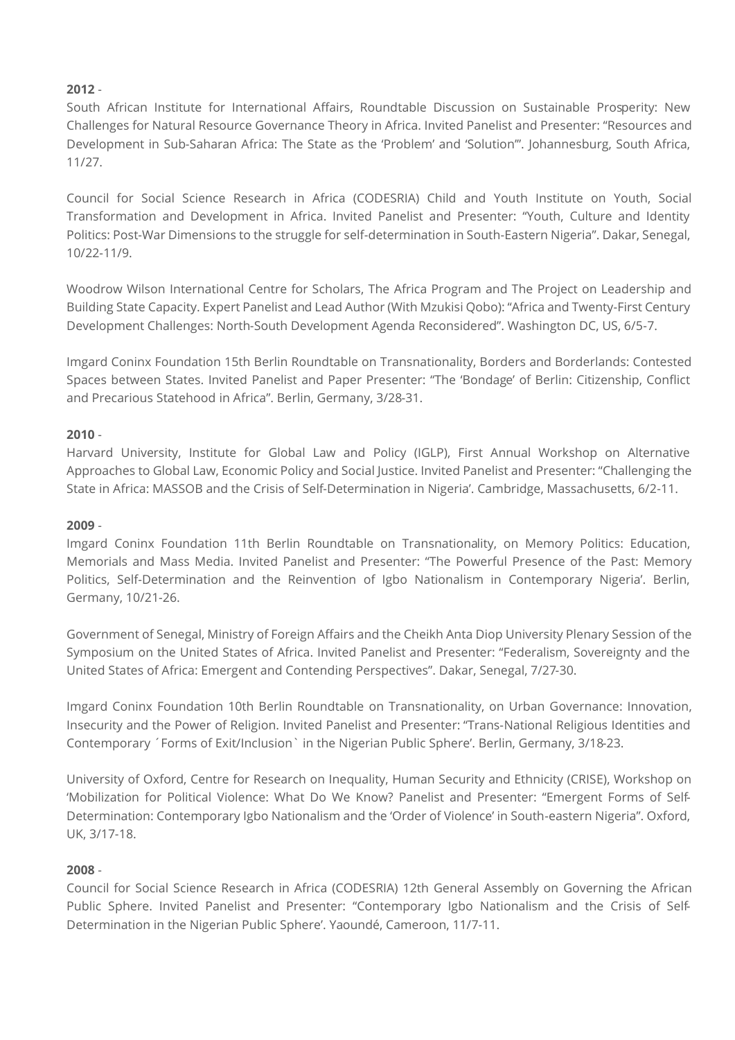**2012** -

South African Institute for International Affairs, Roundtable Discussion on Sustainable Prosperity: New Challenges for Natural Resource Governance Theory in Africa. Invited Panelist and Presenter: "Resources and Development in Sub-Saharan Africa: The State as the 'Problem' and 'Solution'". Johannesburg, South Africa, 11/27.

Council for Social Science Research in Africa (CODESRIA) Child and Youth Institute on Youth, Social Transformation and Development in Africa. Invited Panelist and Presenter: "Youth, Culture and Identity Politics: Post-War Dimensions to the struggle for self-determination in South-Eastern Nigeria". Dakar, Senegal, 10/22-11/9.

Woodrow Wilson International Centre for Scholars, The Africa Program and The Project on Leadership and Building State Capacity. Expert Panelist and Lead Author (With Mzukisi Qobo): "Africa and Twenty-First Century Development Challenges: North-South Development Agenda Reconsidered". Washington DC, US, 6/5-7.

Imgard Coninx Foundation 15th Berlin Roundtable on Transnationality, Borders and Borderlands: Contested Spaces between States. Invited Panelist and Paper Presenter: "The 'Bondage' of Berlin: Citizenship, Conflict and Precarious Statehood in Africa". Berlin, Germany, 3/28-31.

**2010** -

Harvard University, Institute for Global Law and Policy (IGLP), First Annual Workshop on Alternative Approaches to Global Law, Economic Policy and Social Justice. Invited Panelist and Presenter: "Challenging the State in Africa: MASSOB and the Crisis of Self-Determination in Nigeria'. Cambridge, Massachusetts, 6/2-11.

**2009** -

Imgard Coninx Foundation 11th Berlin Roundtable on Transnationality, on Memory Politics: Education, Memorials and Mass Media. Invited Panelist and Presenter: "The Powerful Presence of the Past: Memory Politics, Self-Determination and the Reinvention of Igbo Nationalism in Contemporary Nigeria'. Berlin, Germany, 10/21-26.

Government of Senegal, Ministry of Foreign Affairs and the Cheikh Anta Diop University Plenary Session of the Symposium on the United States of Africa. Invited Panelist and Presenter: "Federalism, Sovereignty and the United States of Africa: Emergent and Contending Perspectives". Dakar, Senegal, 7/27-30.

Imgard Coninx Foundation 10th Berlin Roundtable on Transnationality, on Urban Governance: Innovation, Insecurity and the Power of Religion. Invited Panelist and Presenter: "Trans-National Religious Identities and Contemporary ´Forms of Exit/Inclusion` in the Nigerian Public Sphere'. Berlin, Germany, 3/18-23.

University of Oxford, Centre for Research on Inequality, Human Security and Ethnicity (CRISE), Workshop on 'Mobilization for Political Violence: What Do We Know? Panelist and Presenter: "Emergent Forms of Self-Determination: Contemporary Igbo Nationalism and the 'Order of Violence' in South-eastern Nigeria". Oxford, UK, 3/17-18.

**2008** -

Council for Social Science Research in Africa (CODESRIA) 12th General Assembly on Governing the African Public Sphere. Invited Panelist and Presenter: "Contemporary Igbo Nationalism and the Crisis of Self-Determination in the Nigerian Public Sphere'. Yaoundé, Cameroon, 11/7-11.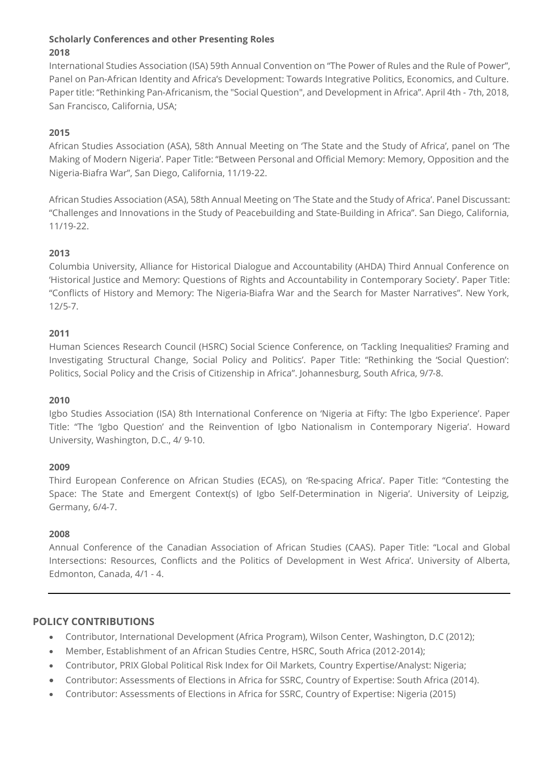**Scholarly Conferences and other Presenting Roles**

**2018**

International Studies Association (ISA) 59th Annual Convention on "The Power of Rules and the Rule of Power", Panel on Pan-African Identity and Africa's Development: Towards Integrative Politics, Economics, and Culture. Paper title: "Rethinking Pan-Africanism, the "Social Question", and Development in Africa". April 4th - 7th, 2018, San Francisco, California, USA;

**2015**

African Studies Association (ASA), 58th Annual Meeting on 'The State and the Study of Africa', panel on 'The Making of Modern Nigeria'. Paper Title: "Between Personal and Official Memory: Memory, Opposition and the Nigeria-Biafra War", San Diego, California, 11/19-22.

African Studies Association (ASA), 58th Annual Meeting on 'The State and the Study of Africa'. Panel Discussant: "Challenges and Innovations in the Study of Peacebuilding and State-Building in Africa". San Diego, California, 11/19-22.

**2013**

Columbia University, Alliance for Historical Dialogue and Accountability (AHDA) Third Annual Conference on 'Historical Justice and Memory: Questions of Rights and Accountability in Contemporary Society'. Paper Title: "Conflicts of History and Memory: The Nigeria-Biafra War and the Search for Master Narratives". New York, 12/5-7.

**2011**

Human Sciences Research Council (HSRC) Social Science Conference, on 'Tackling Inequalities? Framing and Investigating Structural Change, Social Policy and Politics'. Paper Title: "Rethinking the 'Social Question': Politics, Social Policy and the Crisis of Citizenship in Africa". Johannesburg, South Africa, 9/7-8.

**2010**

Igbo Studies Association (ISA) 8th International Conference on 'Nigeria at Fifty: The Igbo Experience'. Paper Title: "The 'Igbo Question' and the Reinvention of Igbo Nationalism in Contemporary Nigeria'. Howard University, Washington, D.C., 4/ 9-10.

**2009**

Third European Conference on African Studies (ECAS), on 'Re-spacing Africa'. Paper Title: "Contesting the Space: The State and Emergent Context(s) of Igbo Self-Determination in Nigeria'. University of Leipzig, Germany, 6/4-7.

**2008**

Annual Conference of the Canadian Association of African Studies (CAAS). Paper Title: "Local and Global Intersections: Resources, Conflicts and the Politics of Development in West Africa'. University of Alberta, Edmonton, Canada, 4/1 - 4.

---

## POLICY CONTRIBUTIONS

- Contributor, International Development (Africa Program), Wilson Center, Washington, D.C (2012);
- Member, Establishment of an African Studies Centre, HSRC, South Africa (2012-2014);
- Contributor, PRIX Global Political Risk Index for Oil Markets, Country Expertise/Analyst: Nigeria;
- Contributor: Assessments of Elections in Africa for SSRC, Country of Expertise: South Africa (2014).
- Contributor: Assessments of Elections in Africa for SSRC, Country of Expertise: Nigeria (2015)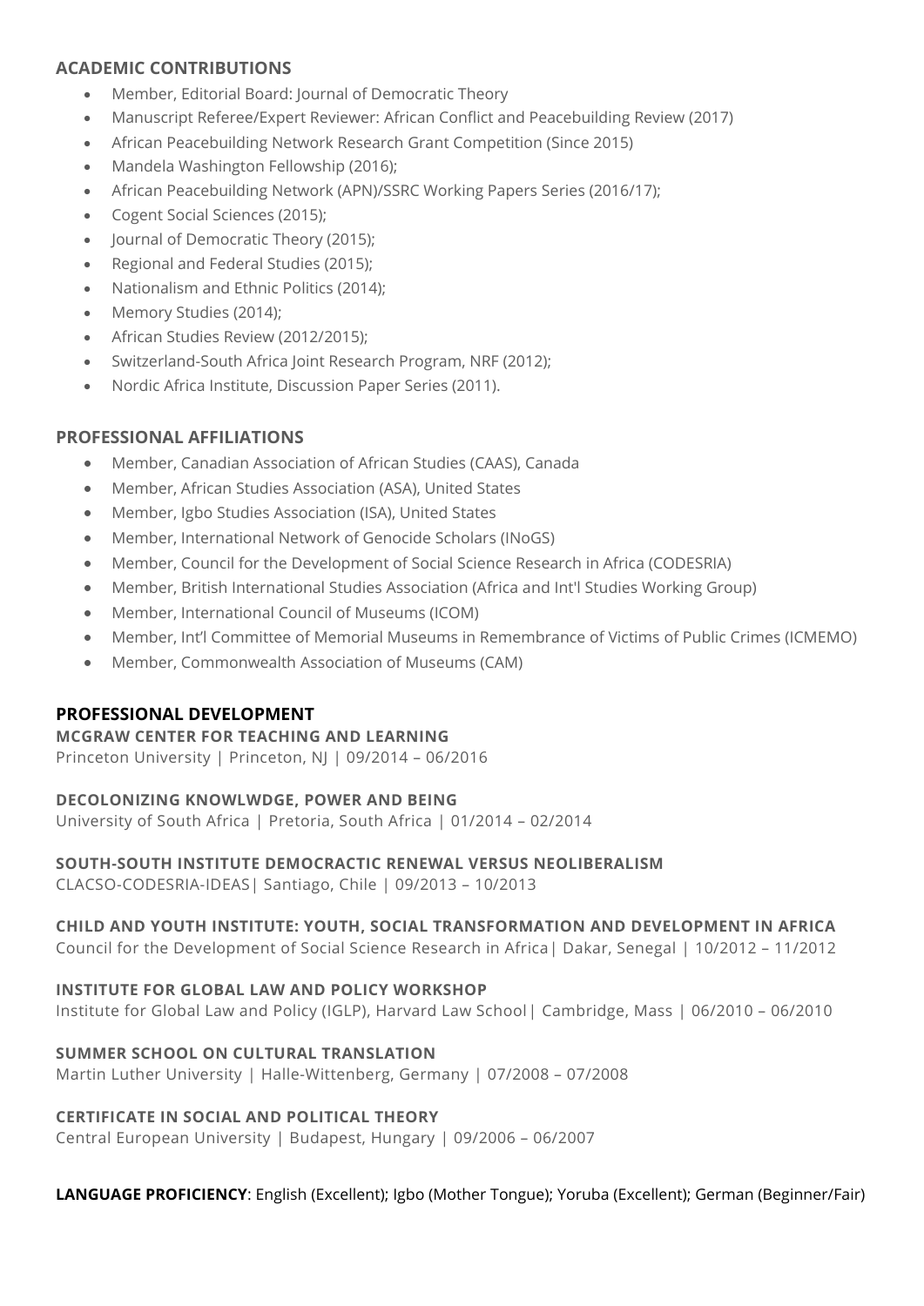## ACADEMIC CONTRIBUTIONS

- Member, Editorial Board: Journal of Democratic Theory
- Manuscript Referee/Expert Reviewer: African Conflict and Peacebuilding Review (2017)
- African Peacebuilding Network Research Grant Competition (Since 2015)
- Mandela Washington Fellowship (2016);
- African Peacebuilding Network (APN)/SSRC Working Papers Series (2016/17);
- Cogent Social Sciences (2015);
- Journal of Democratic Theory (2015);
- Regional and Federal Studies (2015);
- Nationalism and Ethnic Politics (2014);
- Memory Studies (2014);
- African Studies Review (2012/2015);
- Switzerland-South Africa Joint Research Program, NRF (2012);
- Nordic Africa Institute, Discussion Paper Series (2011).

## PROFESSIONAL AFFILIATIONS

- Member, Canadian Association of African Studies (CAAS), Canada
- Member, African Studies Association (ASA), United States
- Member, Igbo Studies Association (ISA), United States
- Member, International Network of Genocide Scholars (INoGS)
- Member, Council for the Development of Social Science Research in Africa (CODESRIA)
- Member, British International Studies Association (Africa and Int'l Studies Working Group)
- Member, International Council of Museums (ICOM)
- Member, Int'l Committee of Memorial Museums in Remembrance of Victims of Public Crimes (ICMEMO)
- Member, Commonwealth Association of Museums (CAM)

## PROFESSIONAL DEVELOPMENT

**MCGRAW CENTER FOR TEACHING AND LEARNING**
Princeton University | Princeton, NJ | 09/2014 – 06/2016

**DECOLONIZING KNOWLWDGE, POWER AND BEING**
University of South Africa | Pretoria, South Africa | 01/2014 – 02/2014

**SOUTH-SOUTH INSTITUTE DEMOCRACTIC RENEWAL VERSUS NEOLIBERALISM**
CLACSO-CODESRIA-IDEAS| Santiago, Chile | 09/2013 – 10/2013

**CHILD AND YOUTH INSTITUTE: YOUTH, SOCIAL TRANSFORMATION AND DEVELOPMENT IN AFRICA**
Council for the Development of Social Science Research in Africa| Dakar, Senegal | 10/2012 – 11/2012

**INSTITUTE FOR GLOBAL LAW AND POLICY WORKSHOP**
Institute for Global Law and Policy (IGLP), Harvard Law School| Cambridge, Mass | 06/2010 – 06/2010

**SUMMER SCHOOL ON CULTURAL TRANSLATION**
Martin Luther University | Halle-Wittenberg, Germany | 07/2008 – 07/2008

**CERTIFICATE IN SOCIAL AND POLITICAL THEORY**
Central European University | Budapest, Hungary | 09/2006 – 06/2007

**LANGUAGE PROFICIENCY**: English (Excellent); Igbo (Mother Tongue); Yoruba (Excellent); German (Beginner/Fair)